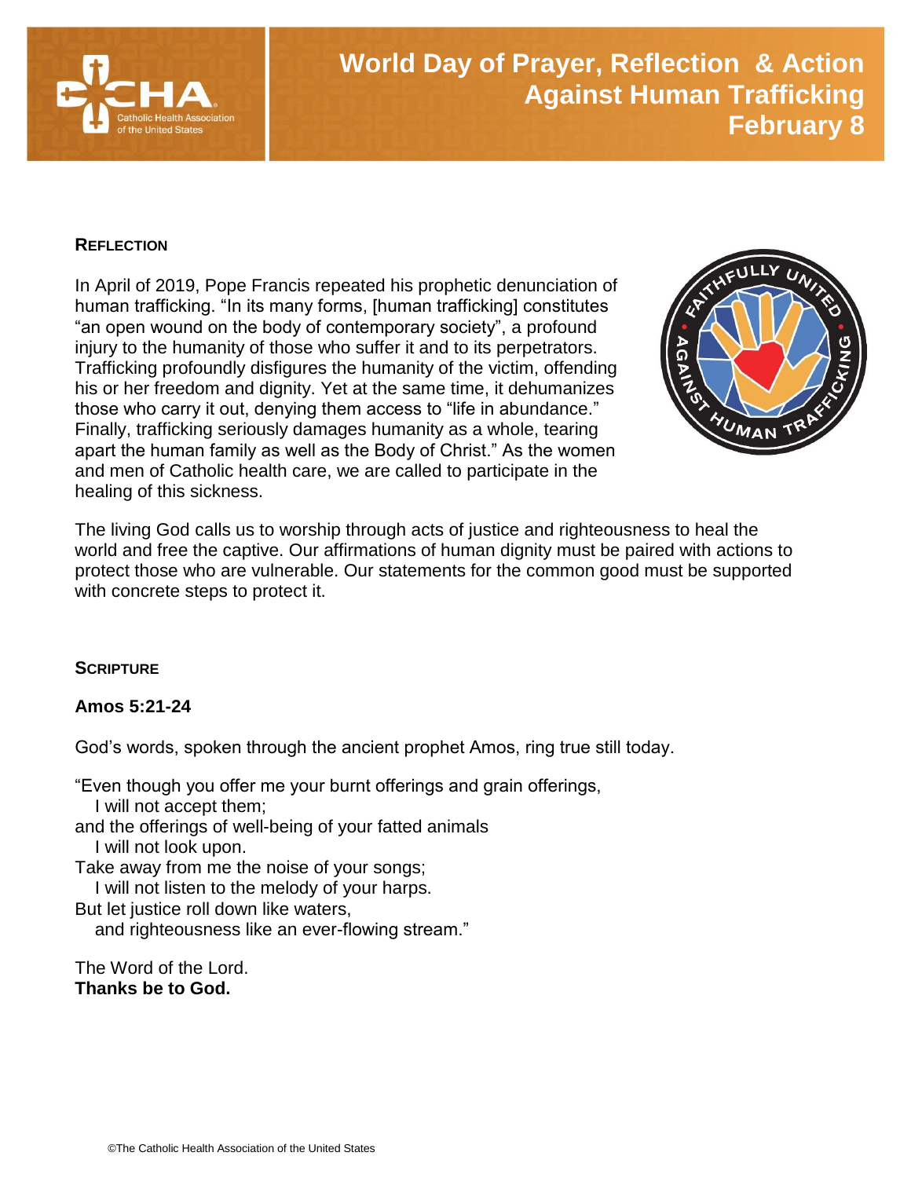# World Day of Prayer, Reflection & Action Against Human Trafficking February 8

## REFLECTION

In April of 2019, Pope Francis repeated his prophetic denunciation of human trafficking. "In its many forms, [human trafficking] constitutes "an open wound on the body of contemporary society", a profound injury to the humanity of those who suffer it and to its perpetrators. Trafficking profoundly disfigures the humanity of the victim, offending his or her freedom and dignity. Yet at the same time, it dehumanizes those who carry it out, denying them access to "life in abundance." Finally, trafficking seriously damages humanity as a whole, tearing apart the human family as well as the Body of Christ." As the women and men of Catholic health care, we are called to participate in the healing of this sickness.

The living God calls us to worship through acts of justice and righteousness to heal the world and free the captive. Our affirmations of human dignity must be paired with actions to protect those who are vulnerable. Our statements for the common good must be supported with concrete steps to protect it.

## SCRIPTURE

**Amos 5:21-24**

God's words, spoken through the ancient prophet Amos, ring true still today.

"Even though you offer me your burnt offerings and grain offerings,
  I will not accept them;
and the offerings of well-being of your fatted animals
  I will not look upon.
Take away from me the noise of your songs;
  I will not listen to the melody of your harps.
But let justice roll down like waters,
  and righteousness like an ever-flowing stream."

The Word of the Lord.
**Thanks be to God.**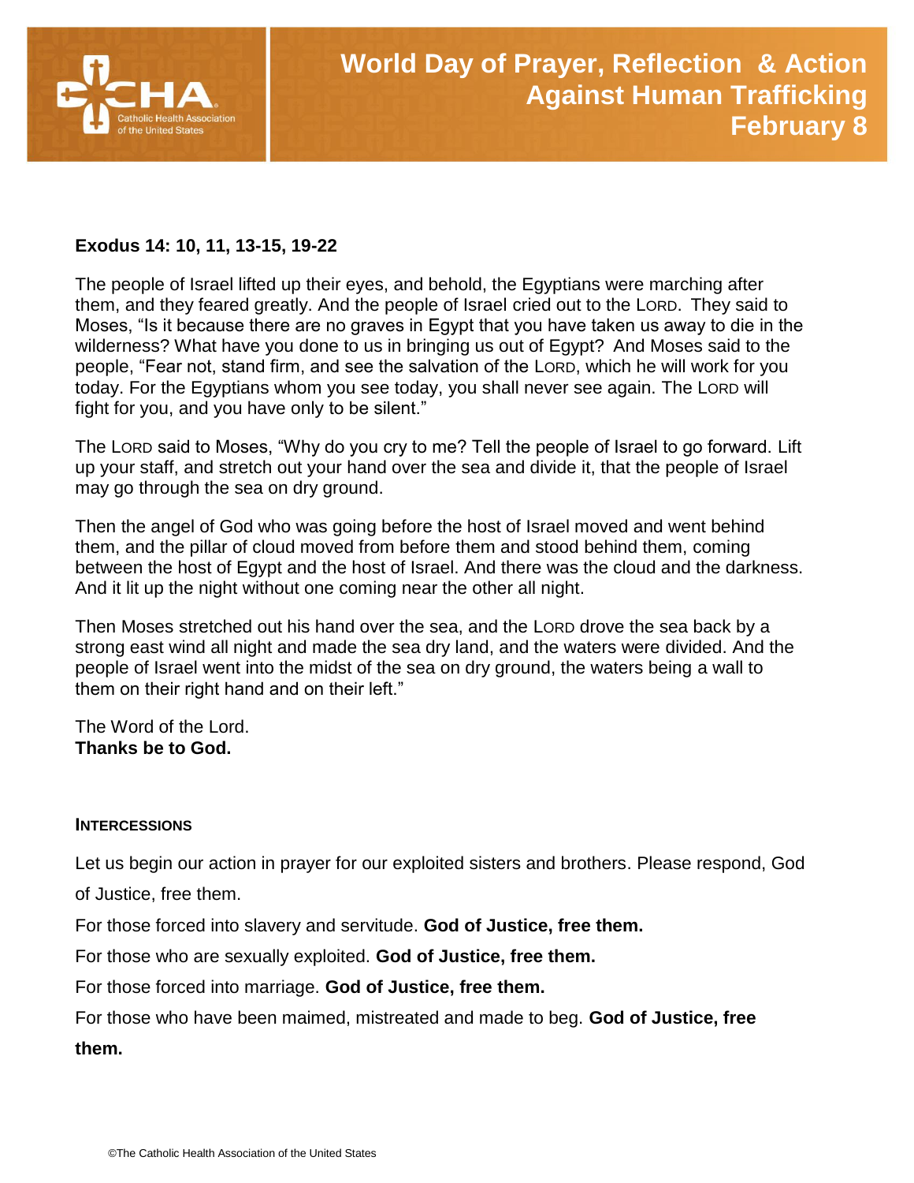# World Day of Prayer, Reflection & Action Against Human Trafficking February 8

**Exodus 14: 10, 11, 13-15, 19-22**

The people of Israel lifted up their eyes, and behold, the Egyptians were marching after them, and they feared greatly. And the people of Israel cried out to the LORD. They said to Moses, "Is it because there are no graves in Egypt that you have taken us away to die in the wilderness? What have you done to us in bringing us out of Egypt? And Moses said to the people, "Fear not, stand firm, and see the salvation of the LORD, which he will work for you today. For the Egyptians whom you see today, you shall never see again. The LORD will fight for you, and you have only to be silent."

The LORD said to Moses, "Why do you cry to me? Tell the people of Israel to go forward. Lift up your staff, and stretch out your hand over the sea and divide it, that the people of Israel may go through the sea on dry ground.

Then the angel of God who was going before the host of Israel moved and went behind them, and the pillar of cloud moved from before them and stood behind them, coming between the host of Egypt and the host of Israel. And there was the cloud and the darkness. And it lit up the night without one coming near the other all night.

Then Moses stretched out his hand over the sea, and the LORD drove the sea back by a strong east wind all night and made the sea dry land, and the waters were divided. And the people of Israel went into the midst of the sea on dry ground, the waters being a wall to them on their right hand and on their left."

The Word of the Lord.
**Thanks be to God.**

**INTERCESSIONS**

Let us begin our action in prayer for our exploited sisters and brothers. Please respond, God of Justice, free them.

For those forced into slavery and servitude. **God of Justice, free them.**

For those who are sexually exploited. **God of Justice, free them.**

For those forced into marriage. **God of Justice, free them.**

For those who have been maimed, mistreated and made to beg. **God of Justice, free them.**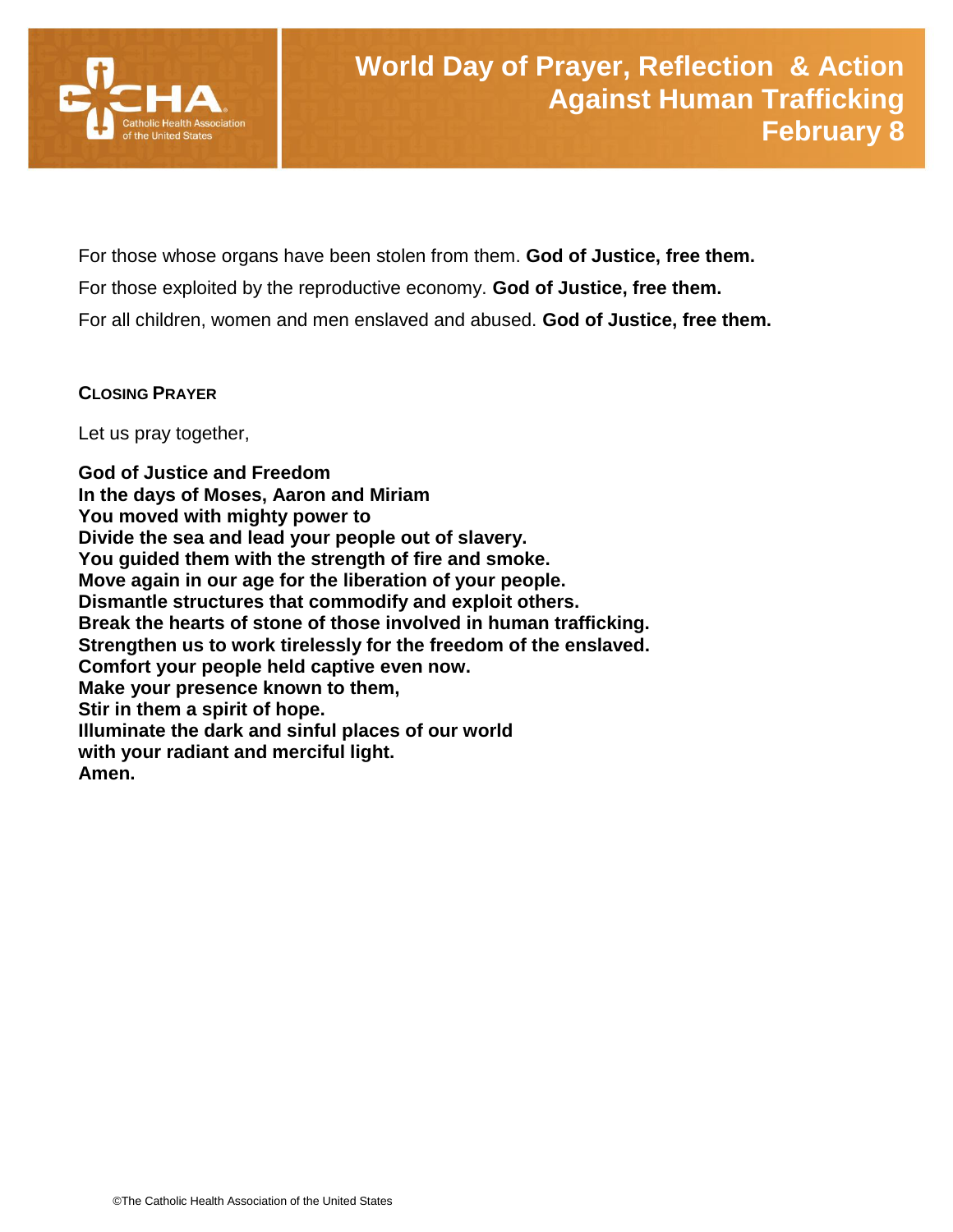For those whose organs have been stolen from them. **God of Justice, free them.**

For those exploited by the reproductive economy. **God of Justice, free them.**

For all children, women and men enslaved and abused. **God of Justice, free them.**

### CLOSING PRAYER

Let us pray together,

**God of Justice and Freedom**
**In the days of Moses, Aaron and Miriam**
**You moved with mighty power to**
**Divide the sea and lead your people out of slavery.**
**You guided them with the strength of fire and smoke.**
**Move again in our age for the liberation of your people.**
**Dismantle structures that commodify and exploit others.**
**Break the hearts of stone of those involved in human trafficking.**
**Strengthen us to work tirelessly for the freedom of the enslaved.**
**Comfort your people held captive even now.**
**Make your presence known to them,**
**Stir in them a spirit of hope.**
**Illuminate the dark and sinful places of our world**
**with your radiant and merciful light.**
**Amen.**